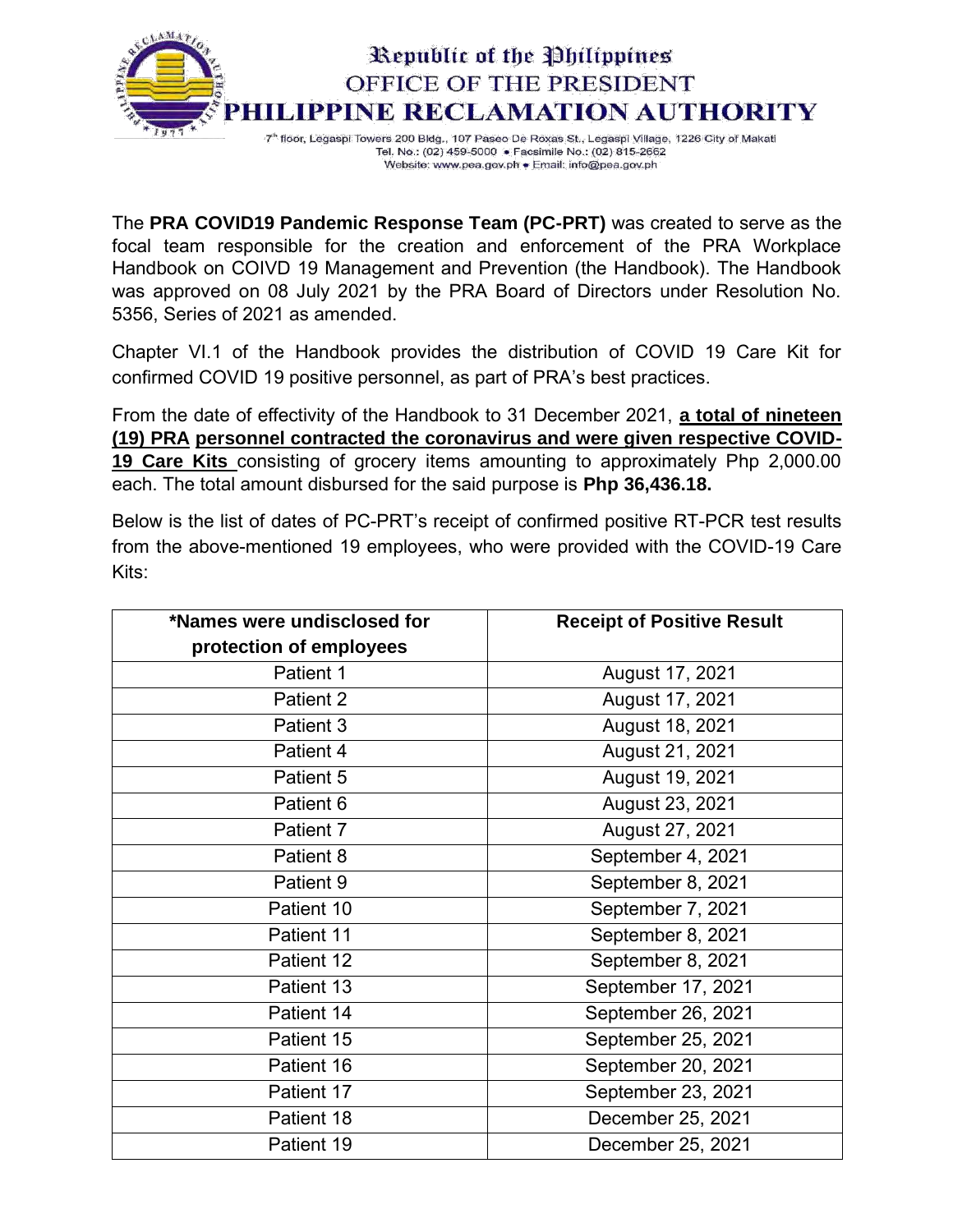Republic of the Philippines

OFFICE OF THE PRESIDENT

# PHILIPPINE RECLAMATION AUTHORITY

7th floor, Legaspi Towers 200 Bldg., 107 Paseo De Roxas St., Legaspi Village, 1226 City of Makati
Tel. No.: (02) 459-5000 • Facsimile No.: (02) 815-2662
Website: www.pea.gov.ph • Email: info@pea.gov.ph

The **PRA COVID19 Pandemic Response Team (PC-PRT)** was created to serve as the focal team responsible for the creation and enforcement of the PRA Workplace Handbook on COIVD 19 Management and Prevention (the Handbook). The Handbook was approved on 08 July 2021 by the PRA Board of Directors under Resolution No. 5356, Series of 2021 as amended.

Chapter VI.1 of the Handbook provides the distribution of COVID 19 Care Kit for confirmed COVID 19 positive personnel, as part of PRA's best practices.

From the date of effectivity of the Handbook to 31 December 2021, **a total of nineteen (19) PRA personnel contracted the coronavirus and were given respective COVID-19 Care Kits** consisting of grocery items amounting to approximately Php 2,000.00 each. The total amount disbursed for the said purpose is **Php 36,436.18.**

Below is the list of dates of PC-PRT's receipt of confirmed positive RT-PCR test results from the above-mentioned 19 employees, who were provided with the COVID-19 Care Kits:

| *Names were undisclosed for protection of employees | Receipt of Positive Result |
|---|---|
| Patient 1 | August 17, 2021 |
| Patient 2 | August 17, 2021 |
| Patient 3 | August 18, 2021 |
| Patient 4 | August 21, 2021 |
| Patient 5 | August 19, 2021 |
| Patient 6 | August 23, 2021 |
| Patient 7 | August 27, 2021 |
| Patient 8 | September 4, 2021 |
| Patient 9 | September 8, 2021 |
| Patient 10 | September 7, 2021 |
| Patient 11 | September 8, 2021 |
| Patient 12 | September 8, 2021 |
| Patient 13 | September 17, 2021 |
| Patient 14 | September 26, 2021 |
| Patient 15 | September 25, 2021 |
| Patient 16 | September 20, 2021 |
| Patient 17 | September 23, 2021 |
| Patient 18 | December 25, 2021 |
| Patient 19 | December 25, 2021 |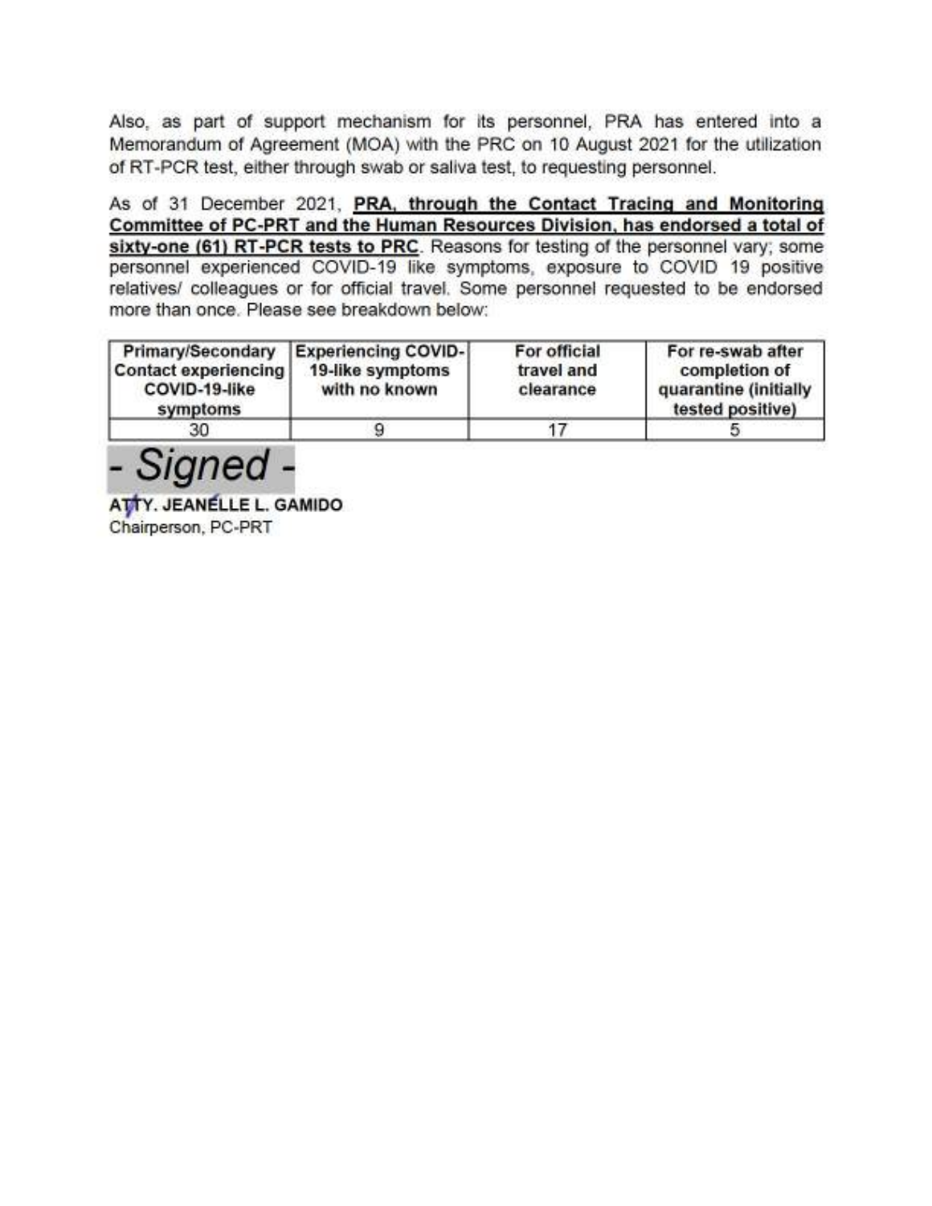Also, as part of support mechanism for its personnel, PRA has entered into a Memorandum of Agreement (MOA) with the PRC on 10 August 2021 for the utilization of RT-PCR test, either through swab or saliva test, to requesting personnel.

As of 31 December 2021, **PRA, through the Contact Tracing and Monitoring Committee of PC-PRT and the Human Resources Division, has endorsed a total of sixty-one (61) RT-PCR tests to PRC**. Reasons for testing of the personnel vary; some personnel experienced COVID-19 like symptoms, exposure to COVID 19 positive relatives/ colleagues or for official travel. Some personnel requested to be endorsed more than once. Please see breakdown below:

| Primary/Secondary Contact experiencing COVID-19-like symptoms | Experiencing COVID-19-like symptoms with no known | For official travel and clearance | For re-swab after completion of quarantine (initially tested positive) |
|---|---|---|---|
| 30 | 9 | 17 | 5 |

*- Signed -*

**ATTY. JEANELLE L. GAMIDO**
Chairperson, PC-PRT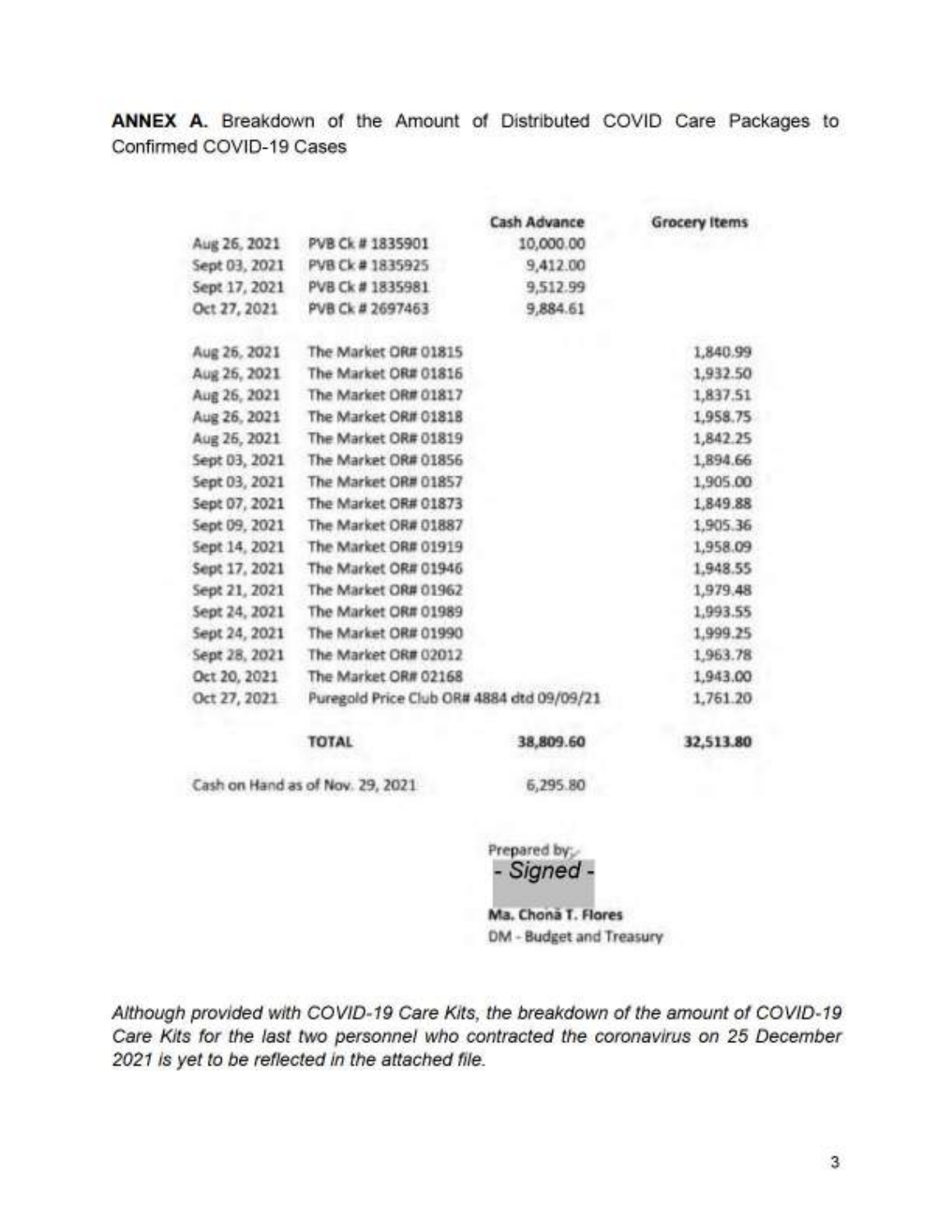**ANNEX A.** Breakdown of the Amount of Distributed COVID Care Packages to Confirmed COVID-19 Cases

| | | Cash Advance | Grocery Items |
|---|---|---|---|
| Aug 26, 2021 | PVB Ck # 1835901 | 10,000.00 | |
| Sept 03, 2021 | PVB Ck # 1835925 | 9,412.00 | |
| Sept 17, 2021 | PVB Ck # 1835981 | 9,512.99 | |
| Oct 27, 2021 | PVB Ck # 2697463 | 9,884.61 | |
| Aug 26, 2021 | The Market OR# 01815 | | 1,840.99 |
| Aug 26, 2021 | The Market OR# 01816 | | 1,932.50 |
| Aug 26, 2021 | The Market OR# 01817 | | 1,837.51 |
| Aug 26, 2021 | The Market OR# 01818 | | 1,958.75 |
| Aug 26, 2021 | The Market OR# 01819 | | 1,842.25 |
| Sept 03, 2021 | The Market OR# 01856 | | 1,894.66 |
| Sept 03, 2021 | The Market OR# 01857 | | 1,905.00 |
| Sept 07, 2021 | The Market OR# 01873 | | 1,849.88 |
| Sept 09, 2021 | The Market OR# 01887 | | 1,905.36 |
| Sept 14, 2021 | The Market OR# 01919 | | 1,958.09 |
| Sept 17, 2021 | The Market OR# 01946 | | 1,948.55 |
| Sept 21, 2021 | The Market OR# 01962 | | 1,979.48 |
| Sept 24, 2021 | The Market OR# 01989 | | 1,993.55 |
| Sept 24, 2021 | The Market OR# 01990 | | 1,999.25 |
| Sept 28, 2021 | The Market OR# 02012 | | 1,963.78 |
| Oct 20, 2021 | The Market OR# 02168 | | 1,943.00 |
| Oct 27, 2021 | Puregold Price Club OR# 4884 dtd 09/09/21 | | 1,761.20 |
| | **TOTAL** | **38,809.60** | **32,513.80** |
| Cash on Hand as of Nov. 29, 2021 | | 6,295.80 | |

Prepared by:
- Signed -

**Ma. Chona T. Flores**
DM - Budget and Treasury

*Although provided with COVID-19 Care Kits, the breakdown of the amount of COVID-19 Care Kits for the last two personnel who contracted the coronavirus on 25 December 2021 is yet to be reflected in the attached file.*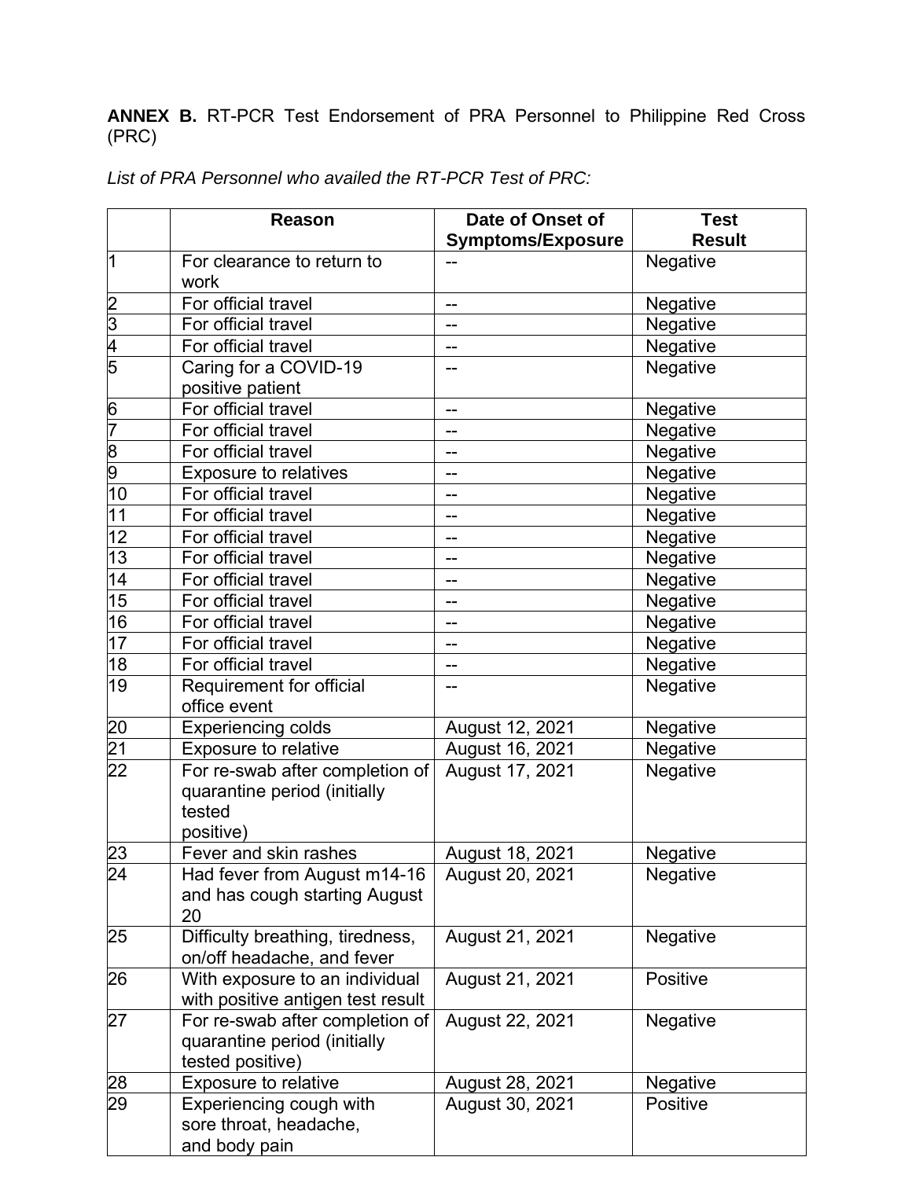**ANNEX B.** RT-PCR Test Endorsement of PRA Personnel to Philippine Red Cross (PRC)

*List of PRA Personnel who availed the RT-PCR Test of PRC:*

| | Reason | Date of Onset of Symptoms/Exposure | Test Result |
|---|---|---|---|
| 1 | For clearance to return to work | -- | Negative |
| 2 | For official travel | -- | Negative |
| 3 | For official travel | -- | Negative |
| 4 | For official travel | -- | Negative |
| 5 | Caring for a COVID-19 positive patient | -- | Negative |
| 6 | For official travel | -- | Negative |
| 7 | For official travel | -- | Negative |
| 8 | For official travel | -- | Negative |
| 9 | Exposure to relatives | -- | Negative |
| 10 | For official travel | -- | Negative |
| 11 | For official travel | -- | Negative |
| 12 | For official travel | -- | Negative |
| 13 | For official travel | -- | Negative |
| 14 | For official travel | -- | Negative |
| 15 | For official travel | -- | Negative |
| 16 | For official travel | -- | Negative |
| 17 | For official travel | -- | Negative |
| 18 | For official travel | -- | Negative |
| 19 | Requirement for official office event | -- | Negative |
| 20 | Experiencing colds | August 12, 2021 | Negative |
| 21 | Exposure to relative | August 16, 2021 | Negative |
| 22 | For re-swab after completion of quarantine period (initially tested positive) | August 17, 2021 | Negative |
| 23 | Fever and skin rashes | August 18, 2021 | Negative |
| 24 | Had fever from August m14-16 and has cough starting August 20 | August 20, 2021 | Negative |
| 25 | Difficulty breathing, tiredness, on/off headache, and fever | August 21, 2021 | Negative |
| 26 | With exposure to an individual with positive antigen test result | August 21, 2021 | Positive |
| 27 | For re-swab after completion of quarantine period (initially tested positive) | August 22, 2021 | Negative |
| 28 | Exposure to relative | August 28, 2021 | Negative |
| 29 | Experiencing cough with sore throat, headache, and body pain | August 30, 2021 | Positive |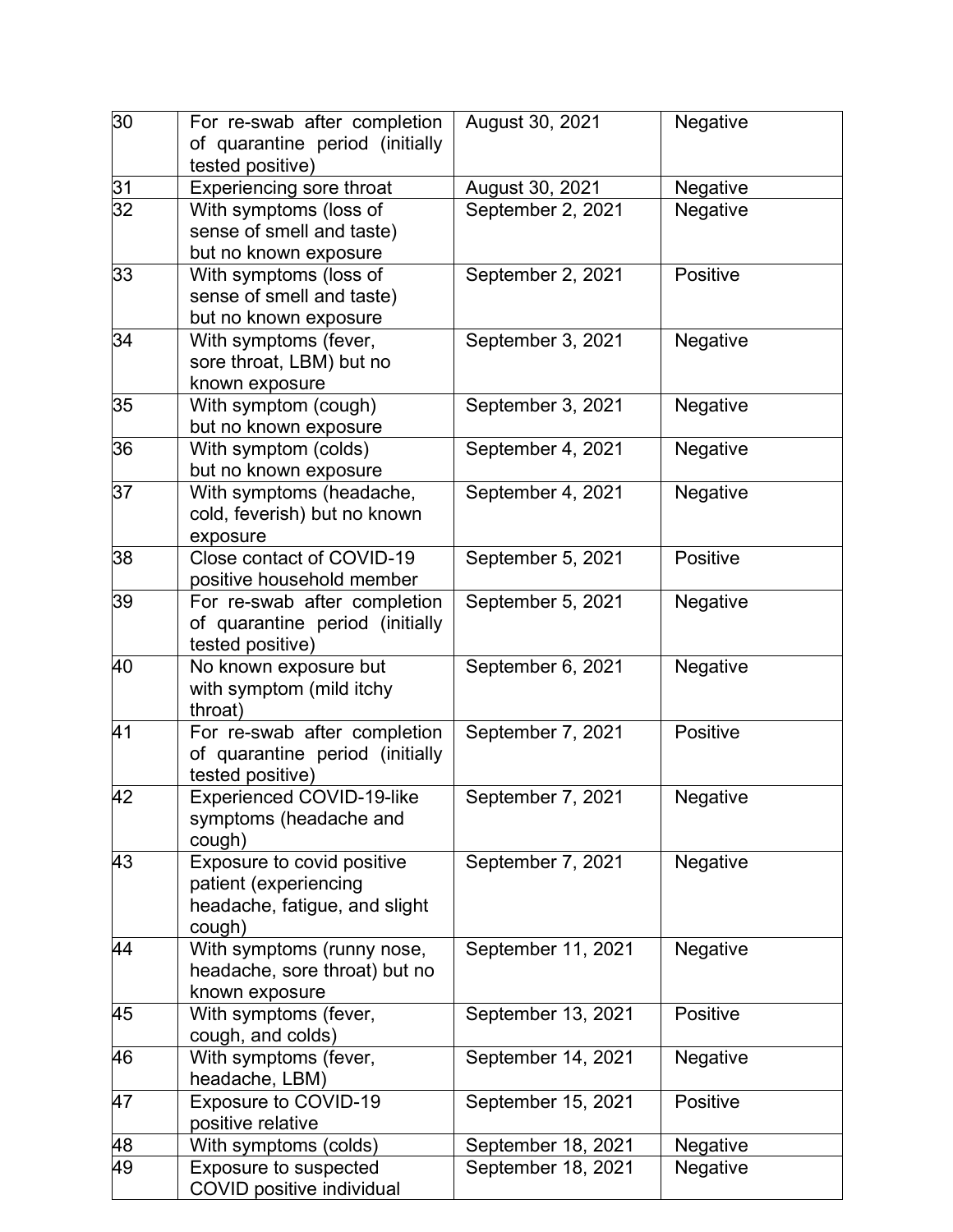| 30 | For re-swab after completion of quarantine period (initially tested positive) | August 30, 2021 | Negative |
|---|---|---|---|
| 31 | Experiencing sore throat | August 30, 2021 | Negative |
| 32 | With symptoms (loss of sense of smell and taste) but no known exposure | September 2, 2021 | Negative |
| 33 | With symptoms (loss of sense of smell and taste) but no known exposure | September 2, 2021 | Positive |
| 34 | With symptoms (fever, sore throat, LBM) but no known exposure | September 3, 2021 | Negative |
| 35 | With symptom (cough) but no known exposure | September 3, 2021 | Negative |
| 36 | With symptom (colds) but no known exposure | September 4, 2021 | Negative |
| 37 | With symptoms (headache, cold, feverish) but no known exposure | September 4, 2021 | Negative |
| 38 | Close contact of COVID-19 positive household member | September 5, 2021 | Positive |
| 39 | For re-swab after completion of quarantine period (initially tested positive) | September 5, 2021 | Negative |
| 40 | No known exposure but with symptom (mild itchy throat) | September 6, 2021 | Negative |
| 41 | For re-swab after completion of quarantine period (initially tested positive) | September 7, 2021 | Positive |
| 42 | Experienced COVID-19-like symptoms (headache and cough) | September 7, 2021 | Negative |
| 43 | Exposure to covid positive patient (experiencing headache, fatigue, and slight cough) | September 7, 2021 | Negative |
| 44 | With symptoms (runny nose, headache, sore throat) but no known exposure | September 11, 2021 | Negative |
| 45 | With symptoms (fever, cough, and colds) | September 13, 2021 | Positive |
| 46 | With symptoms (fever, headache, LBM) | September 14, 2021 | Negative |
| 47 | Exposure to COVID-19 positive relative | September 15, 2021 | Positive |
| 48 | With symptoms (colds) | September 18, 2021 | Negative |
| 49 | Exposure to suspected COVID positive individual | September 18, 2021 | Negative |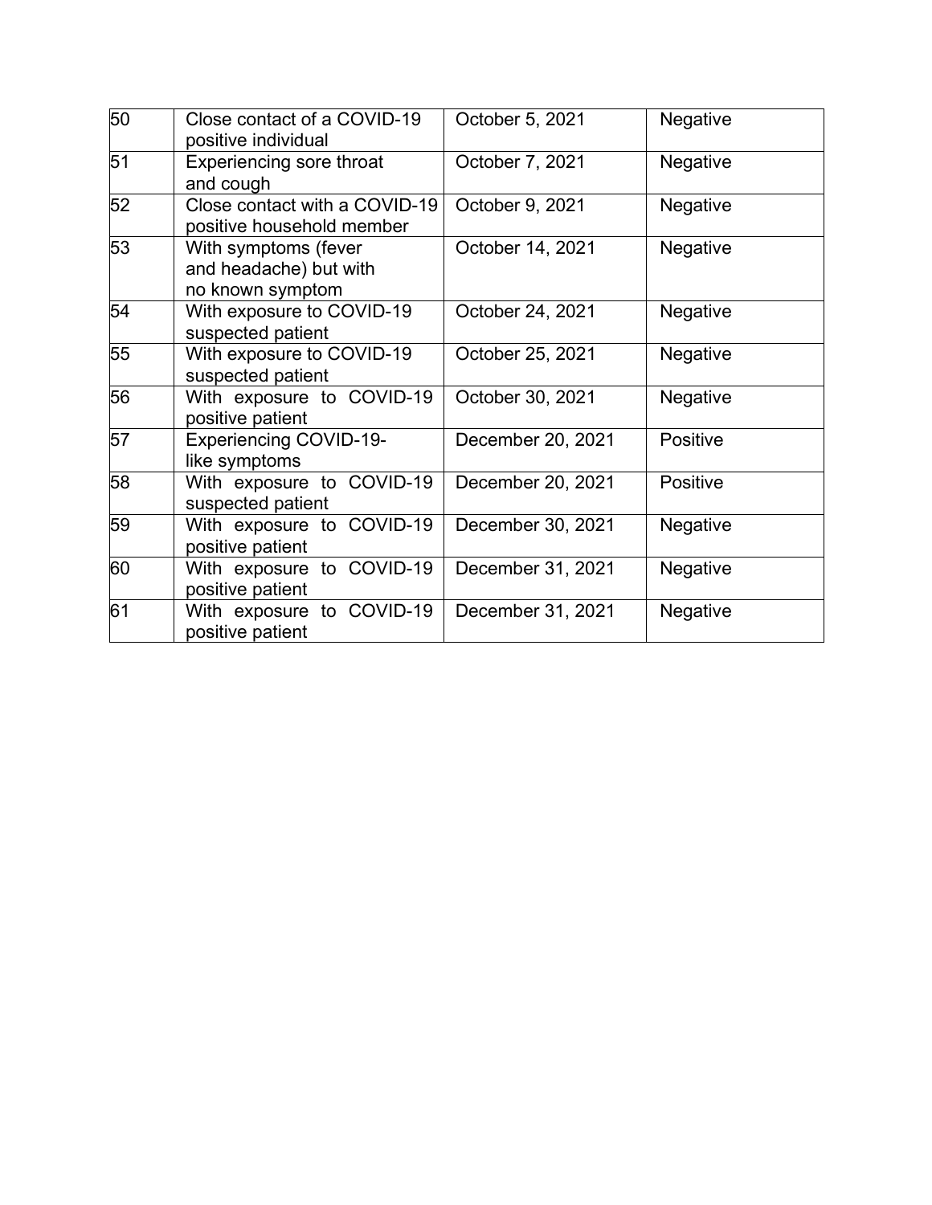| 50 | Close contact of a COVID-19 positive individual | October 5, 2021 | Negative |
|---|---|---|---|
| 51 | Experiencing sore throat and cough | October 7, 2021 | Negative |
| 52 | Close contact with a COVID-19 positive household member | October 9, 2021 | Negative |
| 53 | With symptoms (fever and headache) but with no known symptom | October 14, 2021 | Negative |
| 54 | With exposure to COVID-19 suspected patient | October 24, 2021 | Negative |
| 55 | With exposure to COVID-19 suspected patient | October 25, 2021 | Negative |
| 56 | With exposure to COVID-19 positive patient | October 30, 2021 | Negative |
| 57 | Experiencing COVID-19-like symptoms | December 20, 2021 | Positive |
| 58 | With exposure to COVID-19 suspected patient | December 20, 2021 | Positive |
| 59 | With exposure to COVID-19 positive patient | December 30, 2021 | Negative |
| 60 | With exposure to COVID-19 positive patient | December 31, 2021 | Negative |
| 61 | With exposure to COVID-19 positive patient | December 31, 2021 | Negative |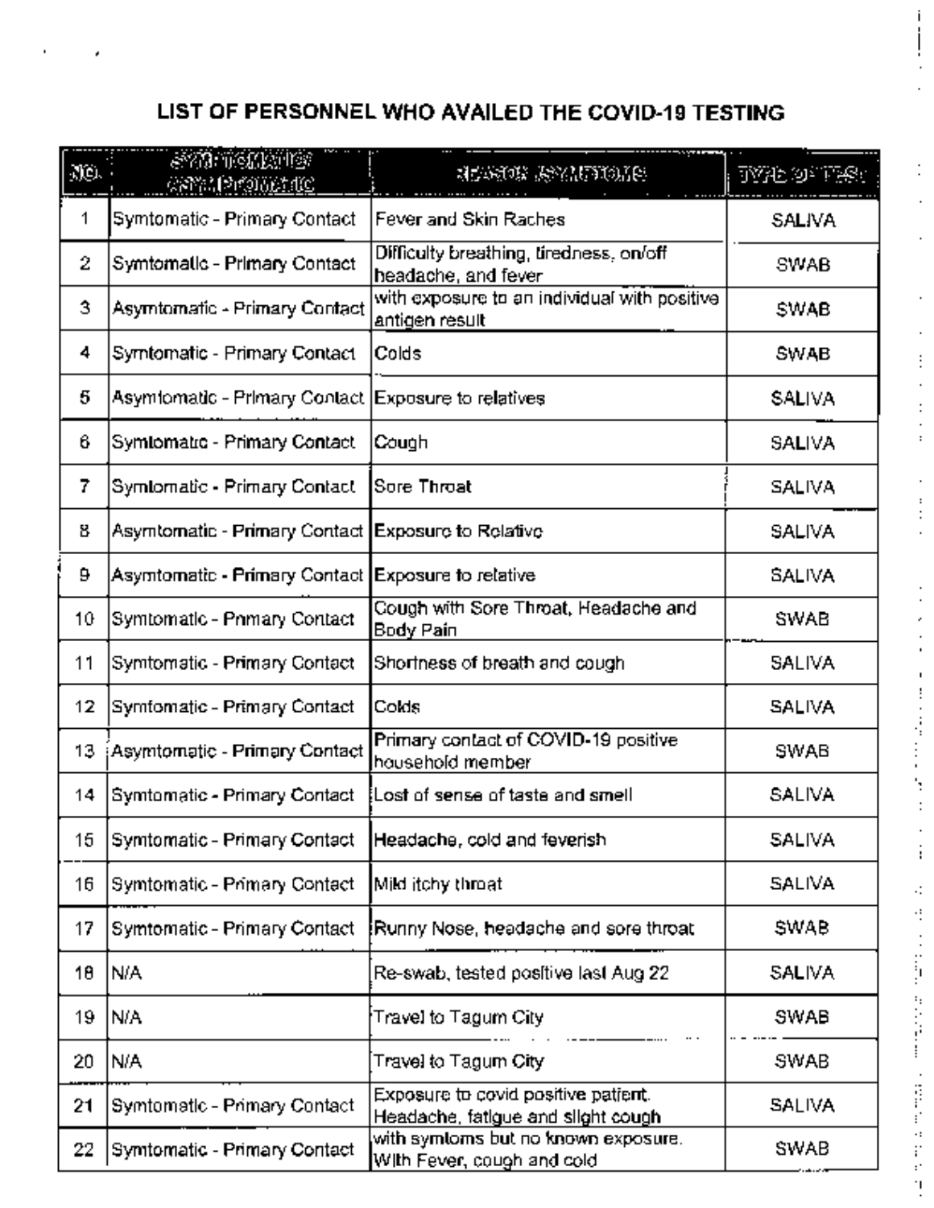## LIST OF PERSONNEL WHO AVAILED THE COVID-19 TESTING

| NO. | SYMPTOMATIC/ ASYMPTOMATIC | REASON / SYMPTOMS | TYPE OF TEST |
|---|---|---|---|
| 1 | Symtomatic - Primary Contact | Fever and Skin Raches | SALIVA |
| 2 | Symtomatic - Primary Contact | Difficulty breathing, tiredness, on/off headache, and fever | SWAB |
| 3 | Asymtomatic - Primary Contact | with exposure to an individual with positive antigen result | SWAB |
| 4 | Symtomatic - Primary Contact | Colds | SWAB |
| 5 | Asymtomatic - Primary Contact | Exposure to relatives | SALIVA |
| 6 | Symtomatic - Primary Contact | Cough | SALIVA |
| 7 | Symtomatic - Primary Contact | Sore Throat | SALIVA |
| 8 | Asymtomatic - Primary Contact | Exposure to Relative | SALIVA |
| 9 | Asymtomatic - Primary Contact | Exposure to relative | SALIVA |
| 10 | Symtomatic - Primary Contact | Cough with Sore Throat, Headache and Body Pain | SWAB |
| 11 | Symtomatic - Primary Contact | Shortness of breath and cough | SALIVA |
| 12 | Symtomatic - Primary Contact | Colds | SALIVA |
| 13 | Asymtomatic - Primary Contact | Primary contact of COVID-19 positive household member | SWAB |
| 14 | Symtomatic - Primary Contact | Lost of sense of taste and smell | SALIVA |
| 15 | Symtomatic - Primary Contact | Headache, cold and feverish | SALIVA |
| 16 | Symtomatic - Primary Contact | Mild itchy throat | SALIVA |
| 17 | Symtomatic - Primary Contact | Runny Nose, headache and sore throat | SWAB |
| 18 | N/A | Re-swab, tested positive last Aug 22 | SALIVA |
| 19 | N/A | Travel to Tagum City | SWAB |
| 20 | N/A | Travel to Tagum City | SWAB |
| 21 | Symtomatic - Primary Contact | Exposure to covid positive patient. Headache, fatigue and slight cough | SALIVA |
| 22 | Symtomatic - Primary Contact | with symtoms but no known exposure. With Fever, cough and cold | SWAB |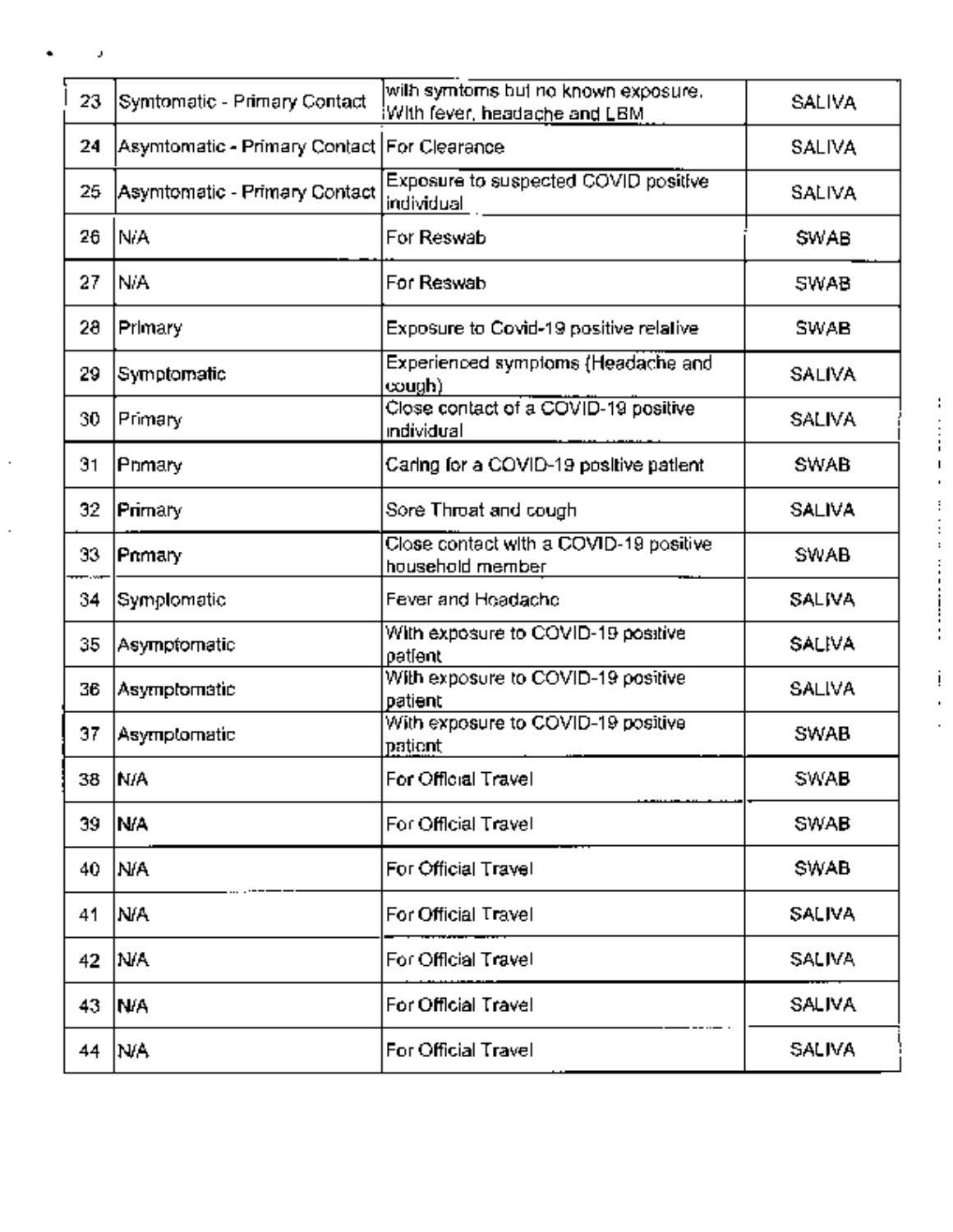| 23 | Symtomatic - Primary Contact | with symtoms but no known exposure. With fever, headache and LBM | SALIVA |
|---|---|---|---|
| 24 | Asymtomatic - Primary Contact | For Clearance | SALIVA |
| 25 | Asymtomatic - Primary Contact | Exposure to suspected COVID positive individual | SALIVA |
| 26 | N/A | For Reswab | SWAB |
| 27 | N/A | For Reswab | SWAB |
| 28 | Primary | Exposure to Covid-19 positive relative | SWAB |
| 29 | Symptomatic | Experienced symptoms (Headache and cough) | SALIVA |
| 30 | Primary | Close contact of a COVID-19 positive individual | SALIVA |
| 31 | Primary | Caring for a COVID-19 positive patient | SWAB |
| 32 | Primary | Sore Throat and cough | SALIVA |
| 33 | Primary | Close contact with a COVID-19 positive household member | SWAB |
| 34 | Symptomatic | Fever and Headache | SALIVA |
| 35 | Asymptomatic | With exposure to COVID-19 positive patient | SALIVA |
| 36 | Asymptomatic | With exposure to COVID-19 positive patient | SALIVA |
| 37 | Asymptomatic | With exposure to COVID-19 positive patient | SWAB |
| 38 | N/A | For Official Travel | SWAB |
| 39 | N/A | For Official Travel | SWAB |
| 40 | N/A | For Official Travel | SWAB |
| 41 | N/A | For Official Travel | SALIVA |
| 42 | N/A | For Official Travel | SALIVA |
| 43 | N/A | For Official Travel | SALIVA |
| 44 | N/A | For Official Travel | SALIVA |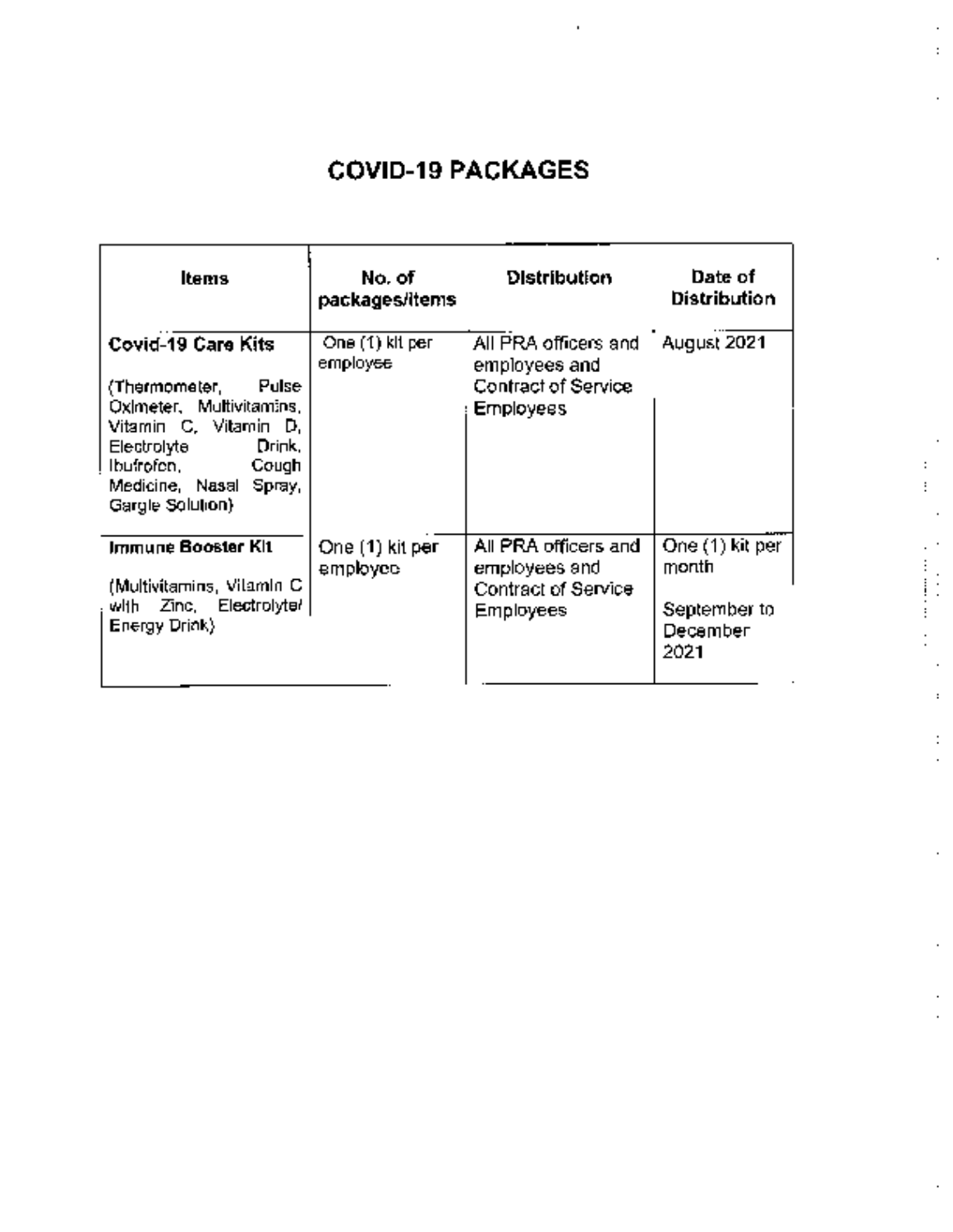# COVID-19 PACKAGES

| Items | No. of packages/items | Distribution | Date of Distribution |
|---|---|---|---|
| **Covid-19 Care Kits**<br><br>(Thermometer, Pulse Oximeter, Multivitamins, Vitamin C, Vitamin D, Electrolyte Drink, Ibufrofen, Cough Medicine, Nasal Spray, Gargle Solution) | One (1) kit per employee | All PRA officers and employees and Contract of Service Employees | August 2021 |
| **Immune Booster Kit**<br><br>(Multivitamins, Vitamin C with Zinc, Electrolyte/ Energy Drink) | One (1) kit per employee | All PRA officers and employees and Contract of Service Employees | One (1) kit per month<br><br>September to December 2021 |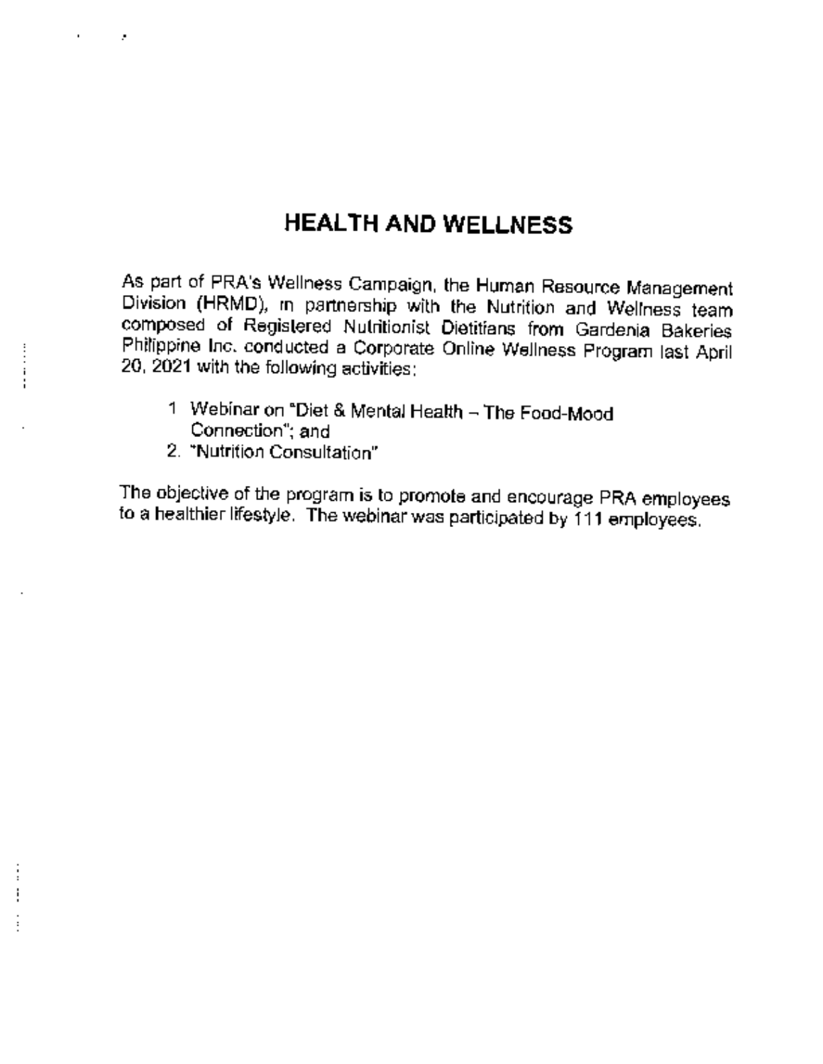# HEALTH AND WELLNESS

As part of PRA's Wellness Campaign, the Human Resource Management Division (HRMD), in partnership with the Nutrition and Wellness team composed of Registered Nutritionist Dietitians from Gardenia Bakeries Philippine Inc. conducted a Corporate Online Wellness Program last April 20, 2021 with the following activities:

1. Webinar on "Diet & Mental Health – The Food-Mood Connection"; and
2. "Nutrition Consultation"

The objective of the program is to promote and encourage PRA employees to a healthier lifestyle. The webinar was participated by 111 employees.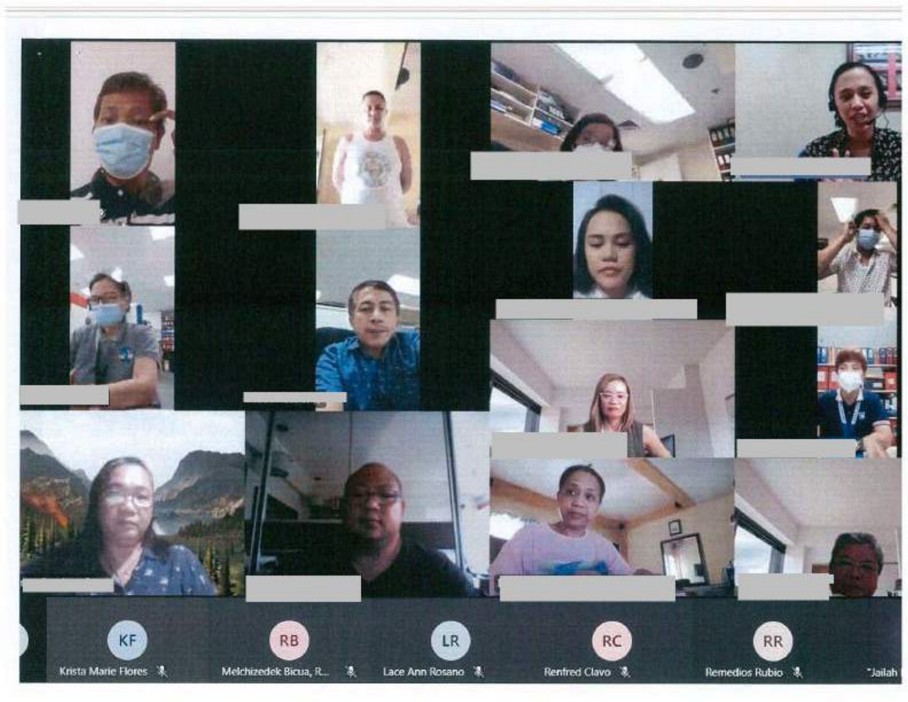KF Krista Marie Flores

RB Melchizedek Bicua, R...

LR Lace Ann Rosano

RC Renfred Clavo

RR Remedios Rubio

"Jailah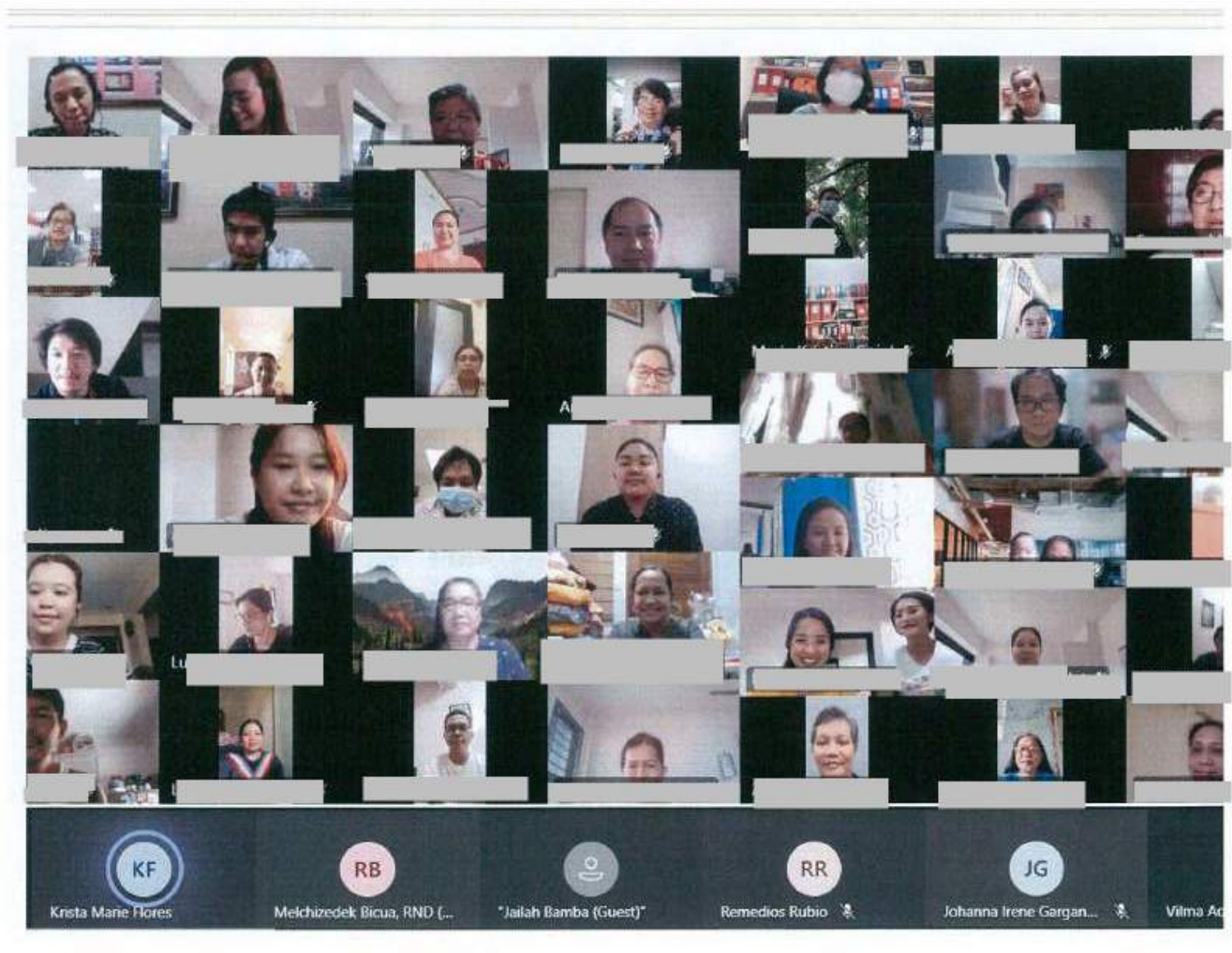Krista Marie Flores

Melchizedek Bicua, RND (...

"Jailah Bamba (Guest)"

Remedios Rubio

Johanna Irene Gargan...

Vilma Ac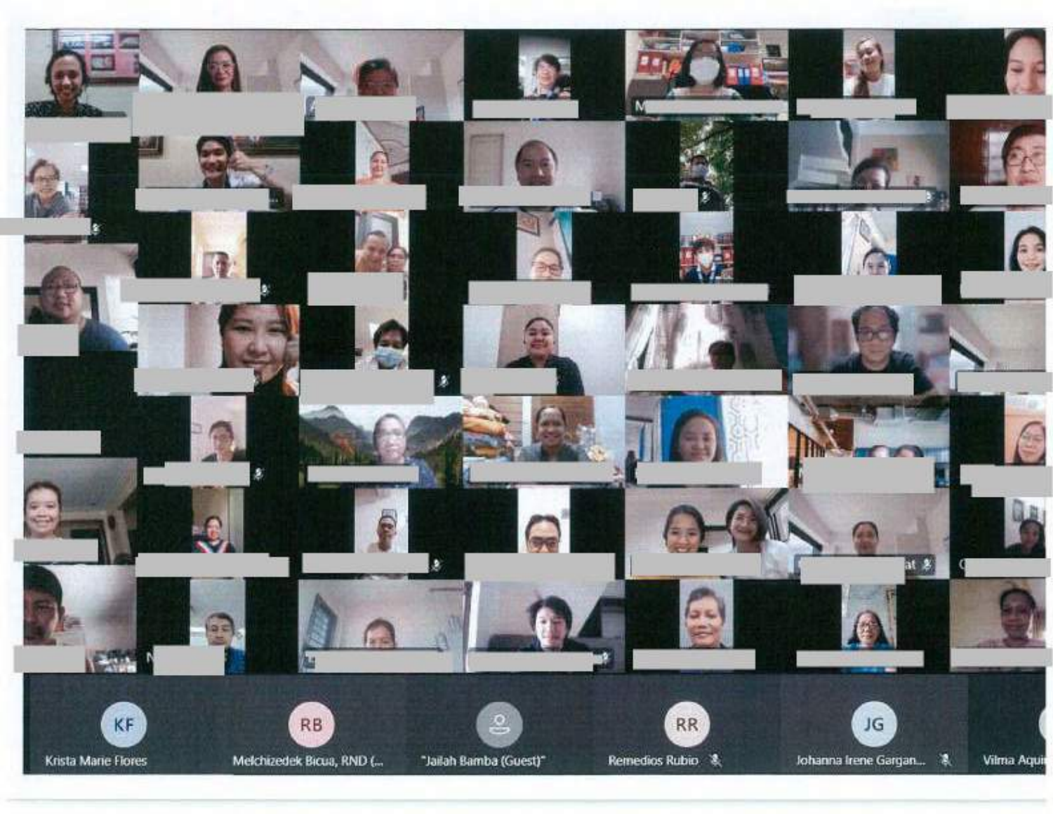KF

Krista Marie Flores

RB

Melchizedek Bicua, RND (...

"Jailah Bamba (Guest)"

RR

Remedios Rubio

JG

Johanna Irene Gargan...

Vilma Aqui